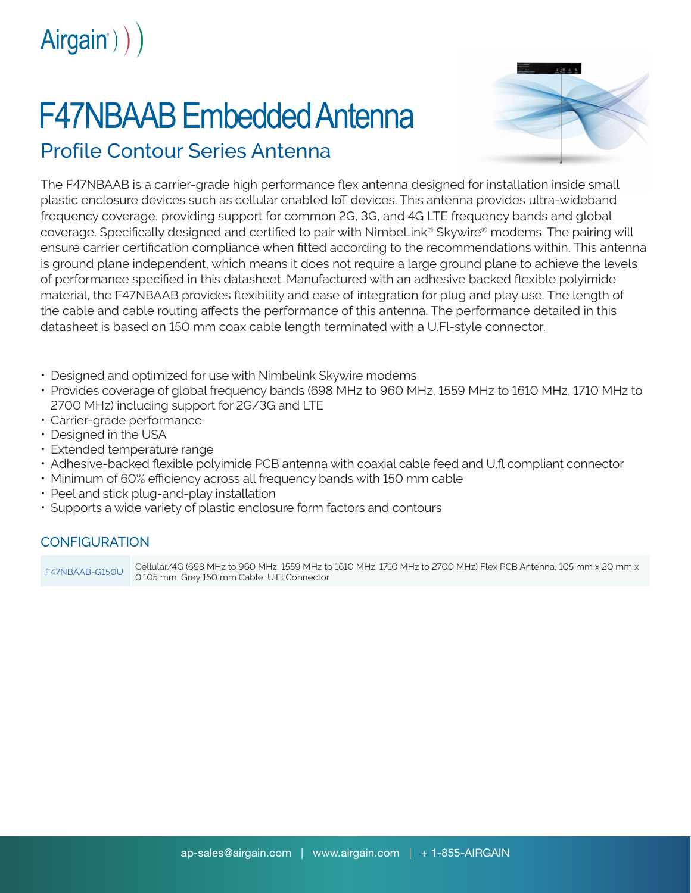# F47NBAAB Embedded Antenna

## Profile Contour Series Antenna

The F47NBAAB is a carrier-grade high performance flex antenna designed for installation inside small plastic enclosure devices such as cellular enabled IoT devices. This antenna provides ultra-wideband frequency coverage, providing support for common 2G, 3G, and 4G LTE frequency bands and global coverage. Specifically designed and certified to pair with NimbeLink® Skywire® modems. The pairing will ensure carrier certification compliance when fitted according to the recommendations within. This antenna is ground plane independent, which means it does not require a large ground plane to achieve the levels of performance specified in this datasheet. Manufactured with an adhesive backed flexible polyimide material, the F47NBAAB provides flexibility and ease of integration for plug and play use. The length of the cable and cable routing affects the performance of this antenna. The performance detailed in this datasheet is based on 150 mm coax cable length terminated with a U.Fl-style connector.

- Designed and optimized for use with Nimbelink Skywire modems
- Provides coverage of global frequency bands (698 MHz to 960 MHz, 1559 MHz to 1610 MHz, 1710 MHz to 2700 MHz) including support for 2G/3G and LTE
- Carrier-grade performance
- Designed in the USA
- Extended temperature range
- Adhesive-backed flexible polyimide PCB antenna with coaxial cable feed and U.fl compliant connector
- Minimum of 60% efficiency across all frequency bands with 150 mm cable
- Peel and stick plug-and-play installation
- Supports a wide variety of plastic enclosure form factors and contours

### CONFIGURATION

| | |
|---|---|
| F47NBAAB-G150U | Cellular/4G (698 MHz to 960 MHz, 1559 MHz to 1610 MHz, 1710 MHz to 2700 MHz) Flex PCB Antenna, 105 mm x 20 mm x 0.105 mm, Grey 150 mm Cable, U.Fl Connector |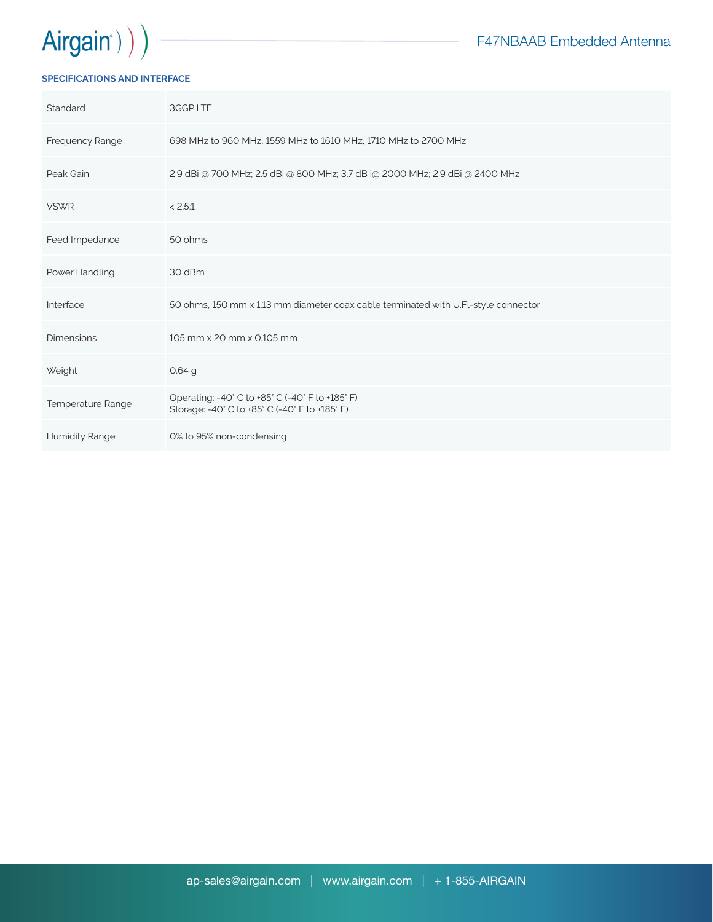## SPECIFICATIONS AND INTERFACE

| | |
|---|---|
| Standard | 3GGP LTE |
| Frequency Range | 698 MHz to 960 MHz, 1559 MHz to 1610 MHz, 1710 MHz to 2700 MHz |
| Peak Gain | 2.9 dBi @ 700 MHz; 2.5 dBi @ 800 MHz; 3.7 dB i@ 2000 MHz; 2.9 dBi @ 2400 MHz |
| VSWR | < 2.5:1 |
| Feed Impedance | 50 ohms |
| Power Handling | 30 dBm |
| Interface | 50 ohms, 150 mm x 1.13 mm diameter coax cable terminated with U.Fl-style connector |
| Dimensions | 105 mm x 20 mm x 0.105 mm |
| Weight | 0.64 g |
| Temperature Range | Operating: -40° C to +85° C (-40° F to +185° F)<br>Storage: -40° C to +85° C (-40° F to +185° F) |
| Humidity Range | 0% to 95% non-condensing |

ap-sales@airgain.com | www.airgain.com | + 1-855-AIRGAIN